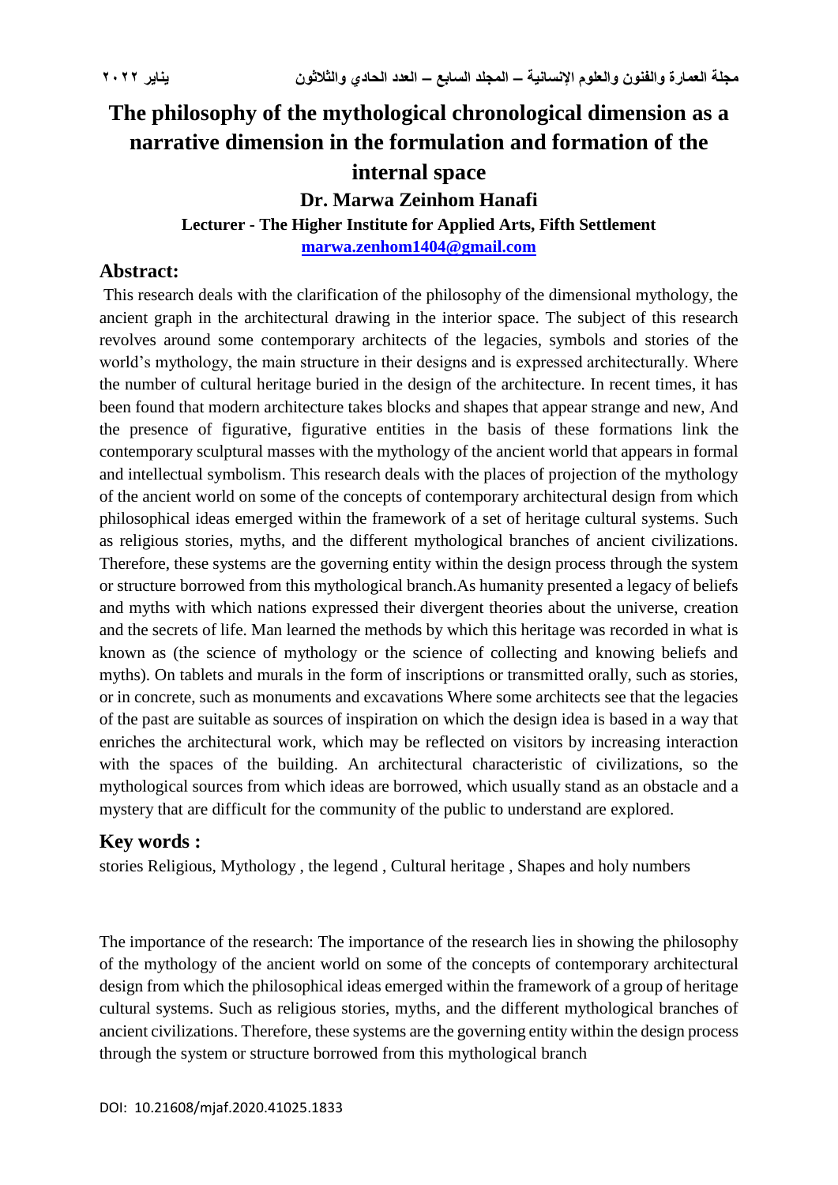# The philosophy of the mythological chronological dimension as a narrative dimension in the formulation and formation of the internal space

**Dr. Marwa Zeinhom Hanafi**

**Lecturer - The Higher Institute for Applied Arts, Fifth Settlement**

**marwa.zenhom1404@gmail.com**

## Abstract:

This research deals with the clarification of the philosophy of the dimensional mythology, the ancient graph in the architectural drawing in the interior space. The subject of this research revolves around some contemporary architects of the legacies, symbols and stories of the world's mythology, the main structure in their designs and is expressed architecturally. Where the number of cultural heritage buried in the design of the architecture. In recent times, it has been found that modern architecture takes blocks and shapes that appear strange and new, And the presence of figurative, figurative entities in the basis of these formations link the contemporary sculptural masses with the mythology of the ancient world that appears in formal and intellectual symbolism. This research deals with the places of projection of the mythology of the ancient world on some of the concepts of contemporary architectural design from which philosophical ideas emerged within the framework of a set of heritage cultural systems. Such as religious stories, myths, and the different mythological branches of ancient civilizations. Therefore, these systems are the governing entity within the design process through the system or structure borrowed from this mythological branch.As humanity presented a legacy of beliefs and myths with which nations expressed their divergent theories about the universe, creation and the secrets of life. Man learned the methods by which this heritage was recorded in what is known as (the science of mythology or the science of collecting and knowing beliefs and myths). On tablets and murals in the form of inscriptions or transmitted orally, such as stories, or in concrete, such as monuments and excavations Where some architects see that the legacies of the past are suitable as sources of inspiration on which the design idea is based in a way that enriches the architectural work, which may be reflected on visitors by increasing interaction with the spaces of the building. An architectural characteristic of civilizations, so the mythological sources from which ideas are borrowed, which usually stand as an obstacle and a mystery that are difficult for the community of the public to understand are explored.

## Key words :

stories Religious, Mythology , the legend , Cultural heritage , Shapes and holy numbers

The importance of the research: The importance of the research lies in showing the philosophy of the mythology of the ancient world on some of the concepts of contemporary architectural design from which the philosophical ideas emerged within the framework of a group of heritage cultural systems. Such as religious stories, myths, and the different mythological branches of ancient civilizations. Therefore, these systems are the governing entity within the design process through the system or structure borrowed from this mythological branch

DOI: 10.21608/mjaf.2020.41025.1833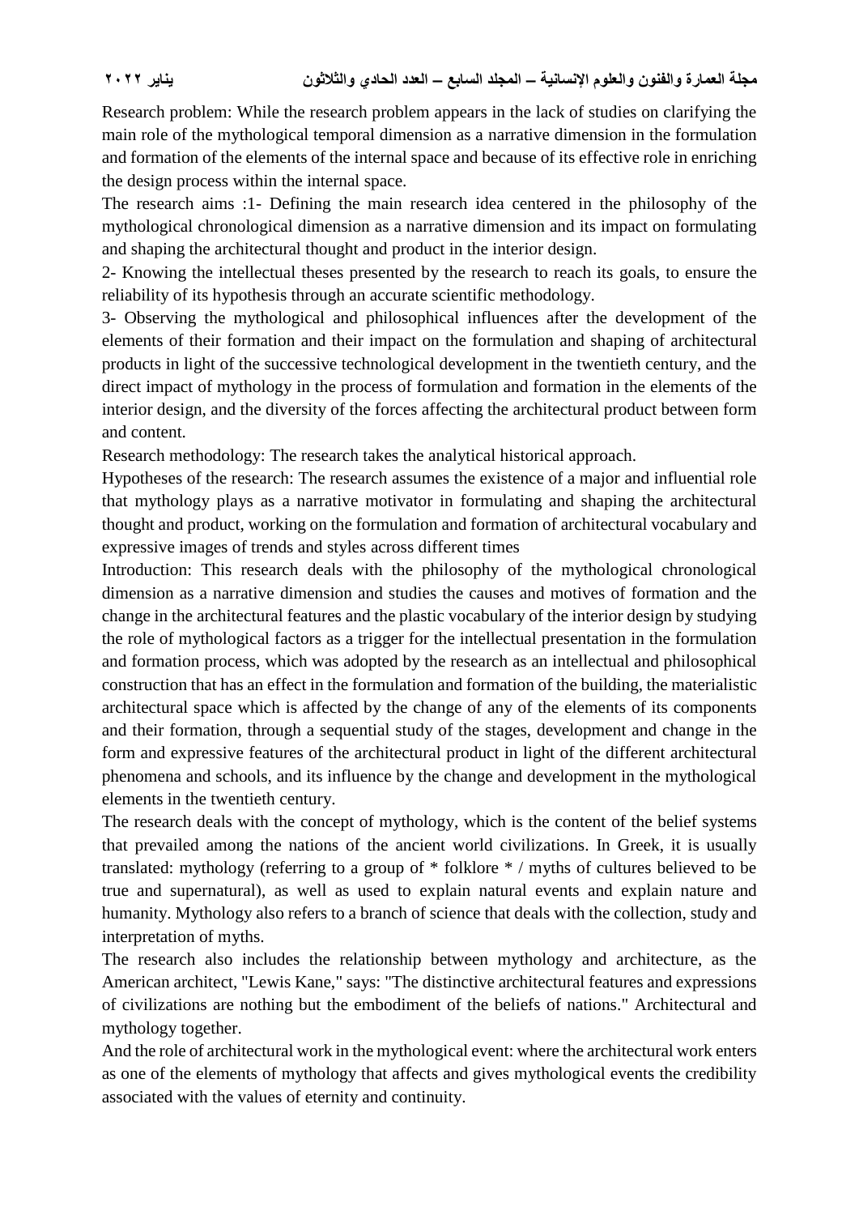Research problem: While the research problem appears in the lack of studies on clarifying the main role of the mythological temporal dimension as a narrative dimension in the formulation and formation of the elements of the internal space and because of its effective role in enriching the design process within the internal space.

The research aims :1- Defining the main research idea centered in the philosophy of the mythological chronological dimension as a narrative dimension and its impact on formulating and shaping the architectural thought and product in the interior design.

2- Knowing the intellectual theses presented by the research to reach its goals, to ensure the reliability of its hypothesis through an accurate scientific methodology.

3- Observing the mythological and philosophical influences after the development of the elements of their formation and their impact on the formulation and shaping of architectural products in light of the successive technological development in the twentieth century, and the direct impact of mythology in the process of formulation and formation in the elements of the interior design, and the diversity of the forces affecting the architectural product between form and content.

Research methodology: The research takes the analytical historical approach.

Hypotheses of the research: The research assumes the existence of a major and influential role that mythology plays as a narrative motivator in formulating and shaping the architectural thought and product, working on the formulation and formation of architectural vocabulary and expressive images of trends and styles across different times

Introduction: This research deals with the philosophy of the mythological chronological dimension as a narrative dimension and studies the causes and motives of formation and the change in the architectural features and the plastic vocabulary of the interior design by studying the role of mythological factors as a trigger for the intellectual presentation in the formulation and formation process, which was adopted by the research as an intellectual and philosophical construction that has an effect in the formulation and formation of the building, the materialistic architectural space which is affected by the change of any of the elements of its components and their formation, through a sequential study of the stages, development and change in the form and expressive features of the architectural product in light of the different architectural phenomena and schools, and its influence by the change and development in the mythological elements in the twentieth century.

The research deals with the concept of mythology, which is the content of the belief systems that prevailed among the nations of the ancient world civilizations. In Greek, it is usually translated: mythology (referring to a group of * folklore * / myths of cultures believed to be true and supernatural), as well as used to explain natural events and explain nature and humanity. Mythology also refers to a branch of science that deals with the collection, study and interpretation of myths.

The research also includes the relationship between mythology and architecture, as the American architect, "Lewis Kane," says: "The distinctive architectural features and expressions of civilizations are nothing but the embodiment of the beliefs of nations." Architectural and mythology together.

And the role of architectural work in the mythological event: where the architectural work enters as one of the elements of mythology that affects and gives mythological events the credibility associated with the values of eternity and continuity.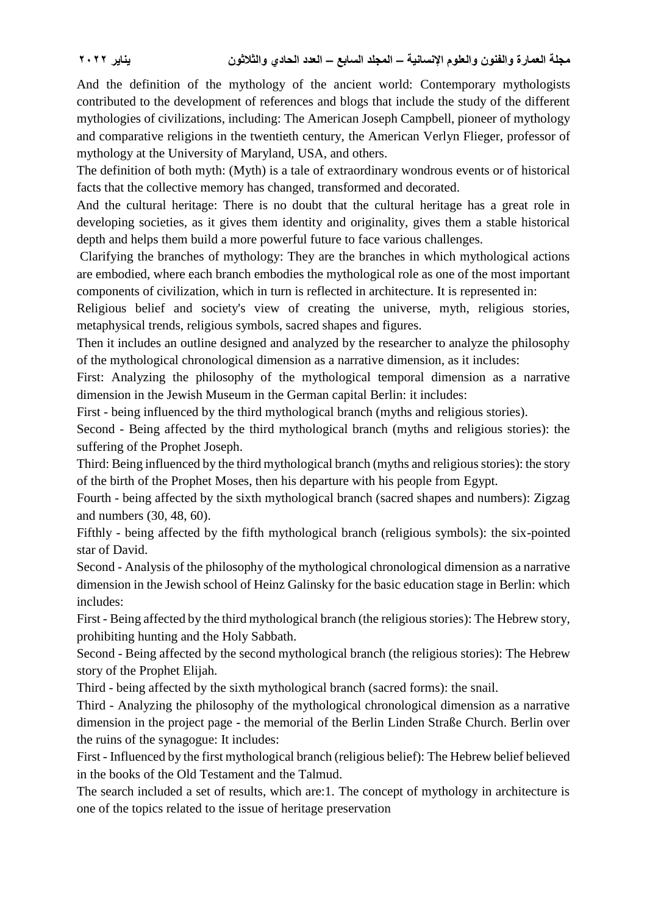And the definition of the mythology of the ancient world: Contemporary mythologists contributed to the development of references and blogs that include the study of the different mythologies of civilizations, including: The American Joseph Campbell, pioneer of mythology and comparative religions in the twentieth century, the American Verlyn Flieger, professor of mythology at the University of Maryland, USA, and others.

The definition of both myth: (Myth) is a tale of extraordinary wondrous events or of historical facts that the collective memory has changed, transformed and decorated.

And the cultural heritage: There is no doubt that the cultural heritage has a great role in developing societies, as it gives them identity and originality, gives them a stable historical depth and helps them build a more powerful future to face various challenges.

Clarifying the branches of mythology: They are the branches in which mythological actions are embodied, where each branch embodies the mythological role as one of the most important components of civilization, which in turn is reflected in architecture. It is represented in:

Religious belief and society's view of creating the universe, myth, religious stories, metaphysical trends, religious symbols, sacred shapes and figures.

Then it includes an outline designed and analyzed by the researcher to analyze the philosophy of the mythological chronological dimension as a narrative dimension, as it includes:

First: Analyzing the philosophy of the mythological temporal dimension as a narrative dimension in the Jewish Museum in the German capital Berlin: it includes:

First - being influenced by the third mythological branch (myths and religious stories).

Second - Being affected by the third mythological branch (myths and religious stories): the suffering of the Prophet Joseph.

Third: Being influenced by the third mythological branch (myths and religious stories): the story of the birth of the Prophet Moses, then his departure with his people from Egypt.

Fourth - being affected by the sixth mythological branch (sacred shapes and numbers): Zigzag and numbers (30, 48, 60).

Fifthly - being affected by the fifth mythological branch (religious symbols): the six-pointed star of David.

Second - Analysis of the philosophy of the mythological chronological dimension as a narrative dimension in the Jewish school of Heinz Galinsky for the basic education stage in Berlin: which includes:

First - Being affected by the third mythological branch (the religious stories): The Hebrew story, prohibiting hunting and the Holy Sabbath.

Second - Being affected by the second mythological branch (the religious stories): The Hebrew story of the Prophet Elijah.

Third - being affected by the sixth mythological branch (sacred forms): the snail.

Third - Analyzing the philosophy of the mythological chronological dimension as a narrative dimension in the project page - the memorial of the Berlin Linden Straße Church. Berlin over the ruins of the synagogue: It includes:

First - Influenced by the first mythological branch (religious belief): The Hebrew belief believed in the books of the Old Testament and the Talmud.

The search included a set of results, which are:1. The concept of mythology in architecture is one of the topics related to the issue of heritage preservation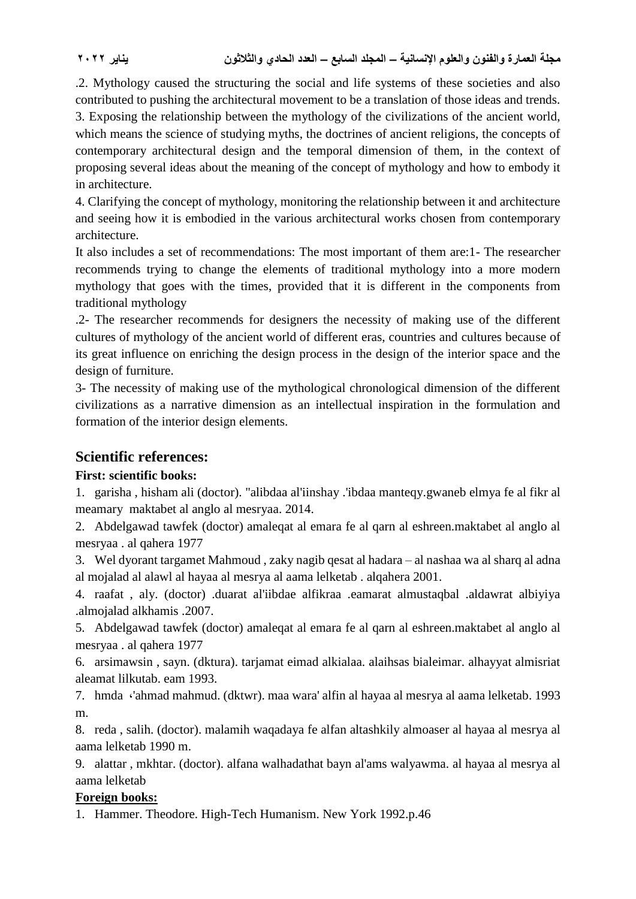.2. Mythology caused the structuring the social and life systems of these societies and also contributed to pushing the architectural movement to be a translation of those ideas and trends. 3. Exposing the relationship between the mythology of the civilizations of the ancient world, which means the science of studying myths, the doctrines of ancient religions, the concepts of contemporary architectural design and the temporal dimension of them, in the context of proposing several ideas about the meaning of the concept of mythology and how to embody it in architecture.

4. Clarifying the concept of mythology, monitoring the relationship between it and architecture and seeing how it is embodied in the various architectural works chosen from contemporary architecture.

It also includes a set of recommendations: The most important of them are:1- The researcher recommends trying to change the elements of traditional mythology into a more modern mythology that goes with the times, provided that it is different in the components from traditional mythology

.2- The researcher recommends for designers the necessity of making use of the different cultures of mythology of the ancient world of different eras, countries and cultures because of its great influence on enriching the design process in the design of the interior space and the design of furniture.

3- The necessity of making use of the mythological chronological dimension of the different civilizations as a narrative dimension as an intellectual inspiration in the formulation and formation of the interior design elements.

## Scientific references:

**First: scientific books:**

1. garisha , hisham ali (doctor). "alibdaa al'iinshay .'ibdaa manteqy.gwaneb elmya fe al fikr al meamary maktabet al anglo al mesryaa. 2014.
2. Abdelgawad tawfek (doctor) amaleqat al emara fe al qarn al eshreen.maktabet al anglo al mesryaa . al qahera 1977
3. Wel dyorant targamet Mahmoud , zaky nagib qesat al hadara – al nashaa wa al sharq al adna al mojalad al alawl al hayaa al mesrya al aama lelketab . alqahera 2001.
4. raafat , aly. (doctor) .duarat al'iibdae alfikraa .eamarat almustaqbal .aldawrat albiyiya .almojalad alkhamis .2007.
5. Abdelgawad tawfek (doctor) amaleqat al emara fe al qarn al eshreen.maktabet al anglo al mesryaa . al qahera 1977
6. arsimawsin , sayn. (dktura). tarjamat eimad alkialaa. alaihsas bialeimar. alhayyat almisriat aleamat lilkutab. eam 1993.
7. hmda ،'ahmad mahmud. (dktwr). maa wara' alfin al hayaa al mesrya al aama lelketab. 1993 m.
8. reda , salih. (doctor). malamih waqadaya fe alfan altashkily almoaser al hayaa al mesrya al aama lelketab 1990 m.
9. alattar , mkhtar. (doctor). alfana walhadathat bayn al'ams walyawma. al hayaa al mesrya al aama lelketab

**Foreign books:**

1. Hammer. Theodore. High-Tech Humanism. New York 1992.p.46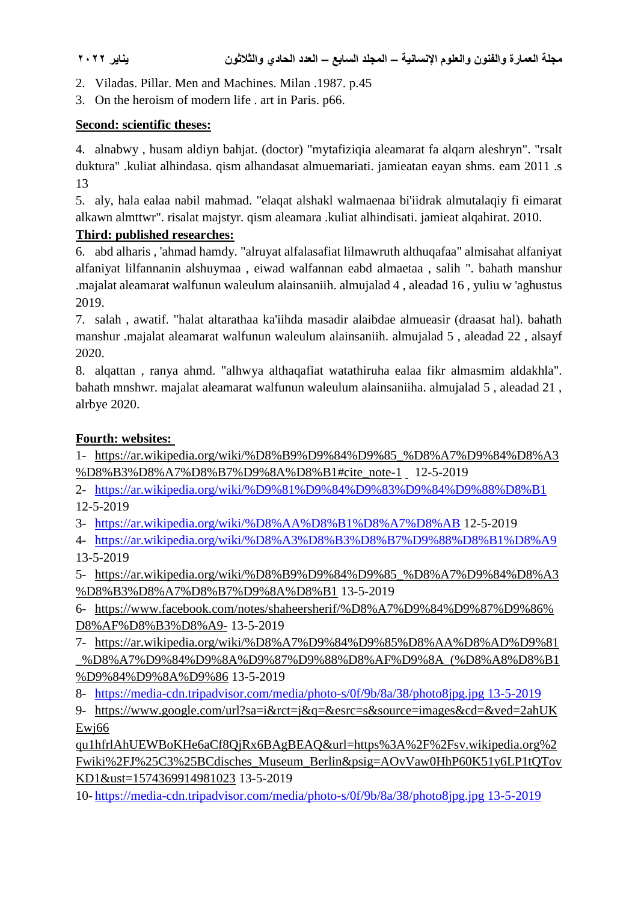2. Viladas. Pillar. Men and Machines. Milan .1987. p.45
3. On the heroism of modern life . art in Paris. p66.

**Second: scientific theses:**

4. alnabwy , husam aldiyn bahjat. (doctor) "mytafiziqia aleamarat fa alqarn aleshryn". "rsalt duktura" .kuliat alhindasa. qism alhandasat almuemariati. jamieatan eayan shms. eam 2011 .s 13
5. aly, hala ealaa nabil mahmad. "elaqat alshakl walmaenaa bi'iidrak almutalaqiy fi eimarat alkawn almttwr". risalat majstyr. qism aleamara .kuliat alhindisati. jamieat alqahirat. 2010.

**Third: published researches:**

6. abd alharis , 'ahmad hamdy. "alruyat alfalasafiat lilmawruth althuqafaa" almisahat alfaniyat alfaniyat lilfannanin alshuymaa , eiwad walfannan eabd almaetaa , salih ". bahath manshur .majalat aleamarat walfunun waleulum alainsaniih. almujalad 4 , aleadad 16 , yuliu w 'aghustus 2019.
7. salah , awatif. "halat altarathaa ka'iihda masadir alaibdae almueasir (draasat hal). bahath manshur .majalat aleamarat walfunun waleulum alainsaniih. almujalad 5 , aleadad 22 , alsayf 2020.
8. alqattan , ranya ahmd. "alhwya althaqafiat watathiruha ealaa fikr almasmim aldakhla". bahath mnshwr. majalat aleamarat walfunun waleulum alainsaniiha. almujalad 5 , aleadad 21 , alrbye 2020.

**Fourth: websites:**

1- https://ar.wikipedia.org/wiki/%D8%B9%D9%84%D9%85_%D8%A7%D9%84%D8%A3%D8%B3%D8%A7%D8%B7%D9%8A%D8%B1#cite_note-1 12-5-2019
2- https://ar.wikipedia.org/wiki/%D9%81%D9%84%D9%83%D9%84%D9%88%D8%B1 12-5-2019
3- https://ar.wikipedia.org/wiki/%D8%AA%D8%B1%D8%A7%D8%AB 12-5-2019
4- https://ar.wikipedia.org/wiki/%D8%A3%D8%B3%D8%B7%D9%88%D8%B1%D8%A9 13-5-2019
5- https://ar.wikipedia.org/wiki/%D8%B9%D9%84%D9%85_%D8%A7%D9%84%D8%A3%D8%B3%D8%A7%D8%B7%D9%8A%D8%B1 13-5-2019
6- https://www.facebook.com/notes/shaheersherif/%D8%A7%D9%84%D9%87%D9%86%D8%AF%D8%B3%D8%A9- 13-5-2019
7- https://ar.wikipedia.org/wiki/%D8%A7%D9%84%D9%85%D8%AA%D8%AD%D9%81_%D8%A7%D9%84%D9%8A%D9%87%D9%88%D8%AF%D9%8A_(%D8%A8%D8%B1%D9%84%D9%8A%D9%86 13-5-2019
8- https://media-cdn.tripadvisor.com/media/photo-s/0f/9b/8a/38/photo8jpg.jpg 13-5-2019
9- https://www.google.com/url?sa=i&rct=j&q=&esrc=s&source=images&cd=&ved=2ahUKEwj66qu1hfrlAhUEWBoKHe6aCf8QjRx6BAgBEAQ&url=https%3A%2F%2Fsv.wikipedia.org%2Fwiki%2FJ%25C3%25BCdisches_Museum_Berlin&psig=AOvVaw0HhP60K51y6LP1tQTovKD1&ust=1574369914981023 13-5-2019
10- https://media-cdn.tripadvisor.com/media/photo-s/0f/9b/8a/38/photo8jpg.jpg 13-5-2019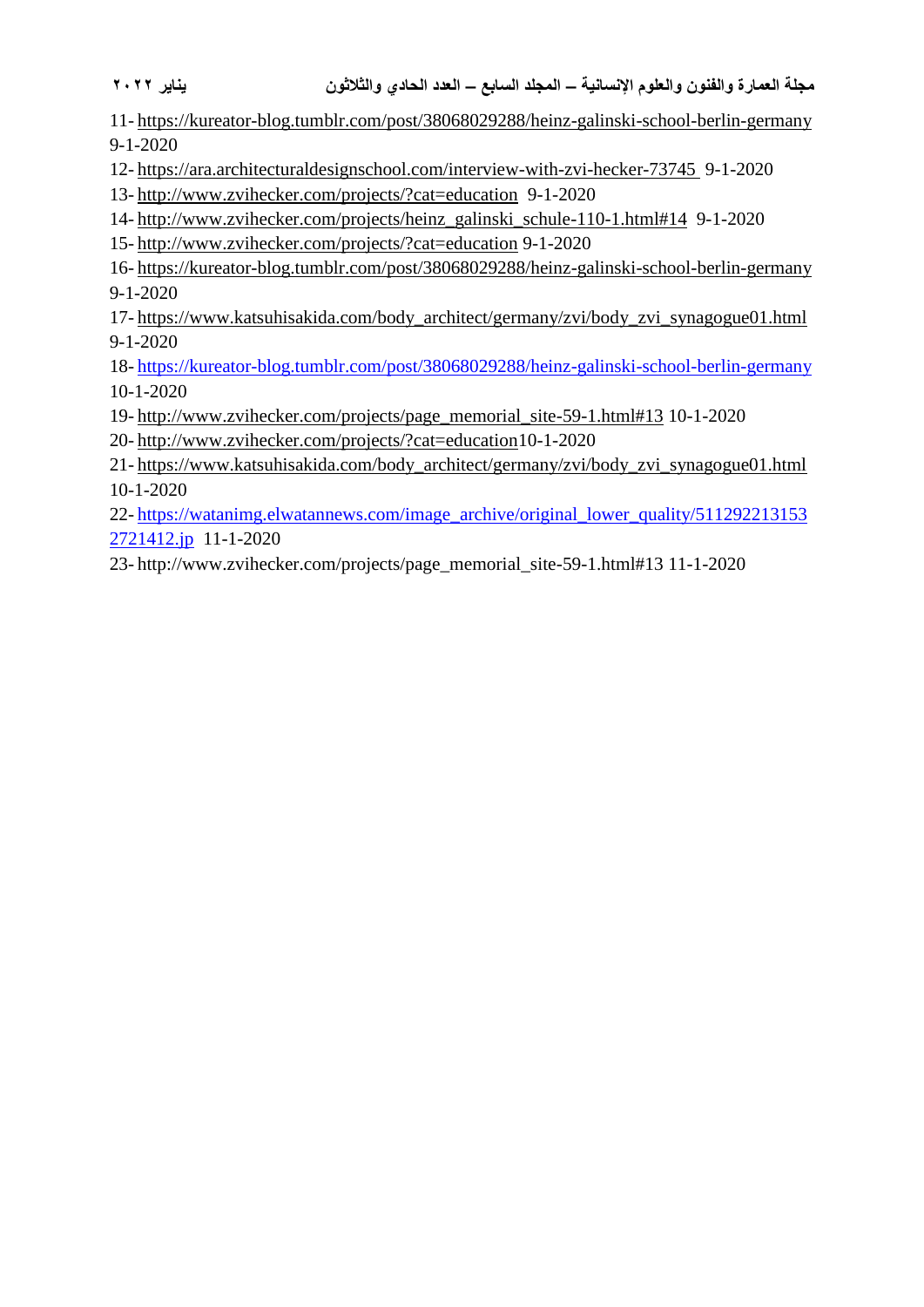11- https://kureator-blog.tumblr.com/post/38068029288/heinz-galinski-school-berlin-germany 9-1-2020

12- https://ara.architecturaldesignschool.com/interview-with-zvi-hecker-73745 9-1-2020

13- http://www.zvihecker.com/projects/?cat=education 9-1-2020

14- http://www.zvihecker.com/projects/heinz_galinski_schule-110-1.html#14 9-1-2020

15- http://www.zvihecker.com/projects/?cat=education 9-1-2020

16- https://kureator-blog.tumblr.com/post/38068029288/heinz-galinski-school-berlin-germany 9-1-2020

17- https://www.katsuhisakida.com/body_architect/germany/zvi/body_zvi_synagogue01.html 9-1-2020

18- https://kureator-blog.tumblr.com/post/38068029288/heinz-galinski-school-berlin-germany 10-1-2020

19- http://www.zvihecker.com/projects/page_memorial_site-59-1.html#13 10-1-2020

20- http://www.zvihecker.com/projects/?cat=education10-1-2020

21- https://www.katsuhisakida.com/body_architect/germany/zvi/body_zvi_synagogue01.html 10-1-2020

22- https://watanimg.elwatannews.com/image_archive/original_lower_quality/5112922131532721412.jp 11-1-2020

23- http://www.zvihecker.com/projects/page_memorial_site-59-1.html#13 11-1-2020